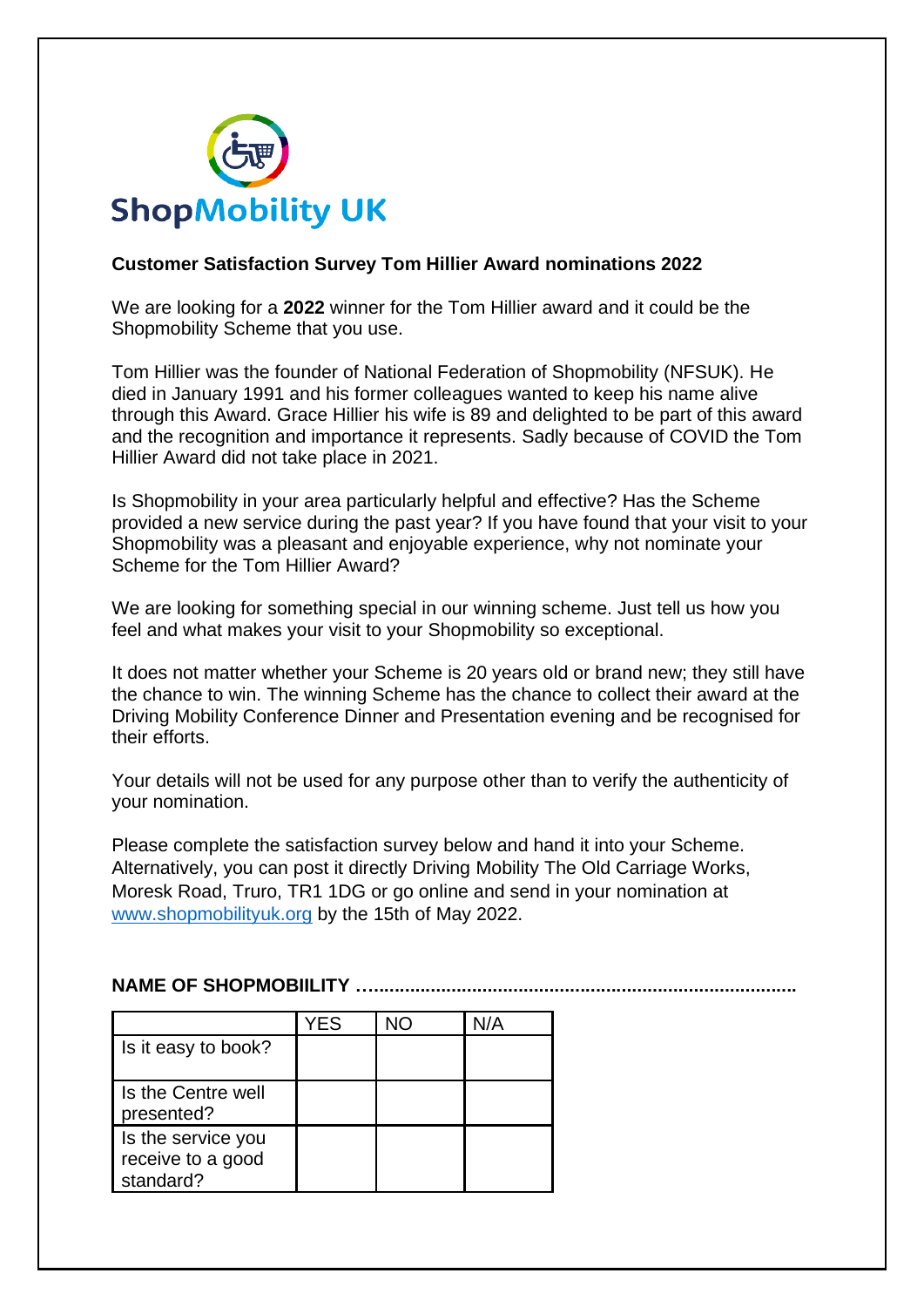ShopMobility UK

**Customer Satisfaction Survey Tom Hillier Award nominations 2022**

We are looking for a **2022** winner for the Tom Hillier award and it could be the Shopmobility Scheme that you use.

Tom Hillier was the founder of National Federation of Shopmobility (NFSUK). He died in January 1991 and his former colleagues wanted to keep his name alive through this Award. Grace Hillier his wife is 89 and delighted to be part of this award and the recognition and importance it represents. Sadly because of COVID the Tom Hillier Award did not take place in 2021.

Is Shopmobility in your area particularly helpful and effective? Has the Scheme provided a new service during the past year? If you have found that your visit to your Shopmobility was a pleasant and enjoyable experience, why not nominate your Scheme for the Tom Hillier Award?

We are looking for something special in our winning scheme. Just tell us how you feel and what makes your visit to your Shopmobility so exceptional.

It does not matter whether your Scheme is 20 years old or brand new; they still have the chance to win. The winning Scheme has the chance to collect their award at the Driving Mobility Conference Dinner and Presentation evening and be recognised for their efforts.

Your details will not be used for any purpose other than to verify the authenticity of your nomination.

Please complete the satisfaction survey below and hand it into your Scheme. Alternatively, you can post it directly Driving Mobility The Old Carriage Works, Moresk Road, Truro, TR1 1DG or go online and send in your nomination at [www.shopmobilityuk.org](www.shopmobilityuk.org) by the 15th of May 2022.

**NAME OF SHOPMOBIILITY …………………………………………………………………………**

| | YES | NO | N/A |
|---|---|---|---|
| Is it easy to book? | | | |
| Is the Centre well presented? | | | |
| Is the service you receive to a good standard? | | | |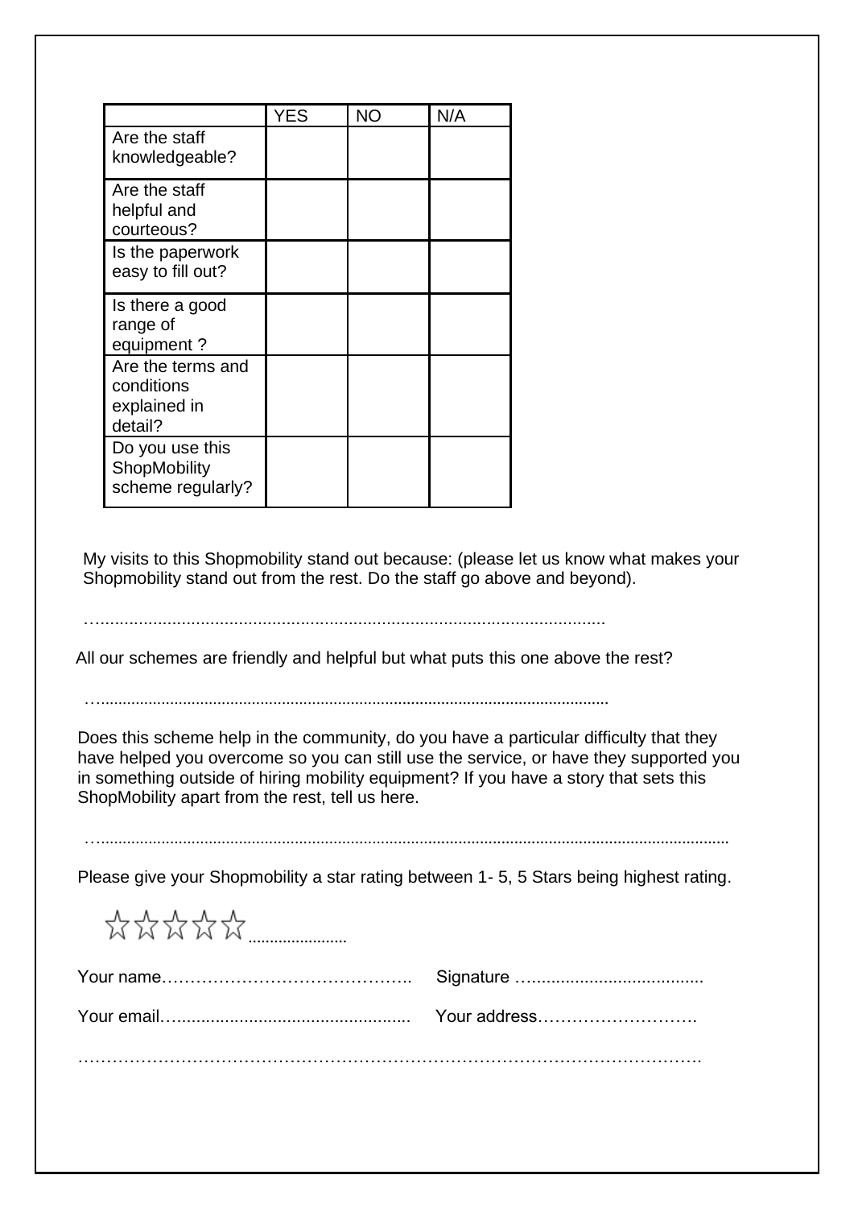| | YES | NO | N/A |
|---|---|---|---|
| Are the staff knowledgeable? | | | |
| Are the staff helpful and courteous? | | | |
| Is the paperwork easy to fill out? | | | |
| Is there a good range of equipment ? | | | |
| Are the terms and conditions explained in detail? | | | |
| Do you use this ShopMobility scheme regularly? | | | |

My visits to this Shopmobility stand out because: (please let us know what makes your Shopmobility stand out from the rest. Do the staff go above and beyond).

…..........................................................................................................

All our schemes are friendly and helpful but what puts this one above the rest?

…..........................................................................................................

Does this scheme help in the community, do you have a particular difficulty that they have helped you overcome so you can still use the service, or have they supported you in something outside of hiring mobility equipment? If you have a story that sets this ShopMobility apart from the rest, tell us here.

…...............................................................................................................................................

Please give your Shopmobility a star rating between 1- 5, 5 Stars being highest rating.

☆☆☆☆☆......................

Your name…………………………………….. Signature …....................................

Your email…................................................ Your address……………………….

……………………………………………………………………………………………….